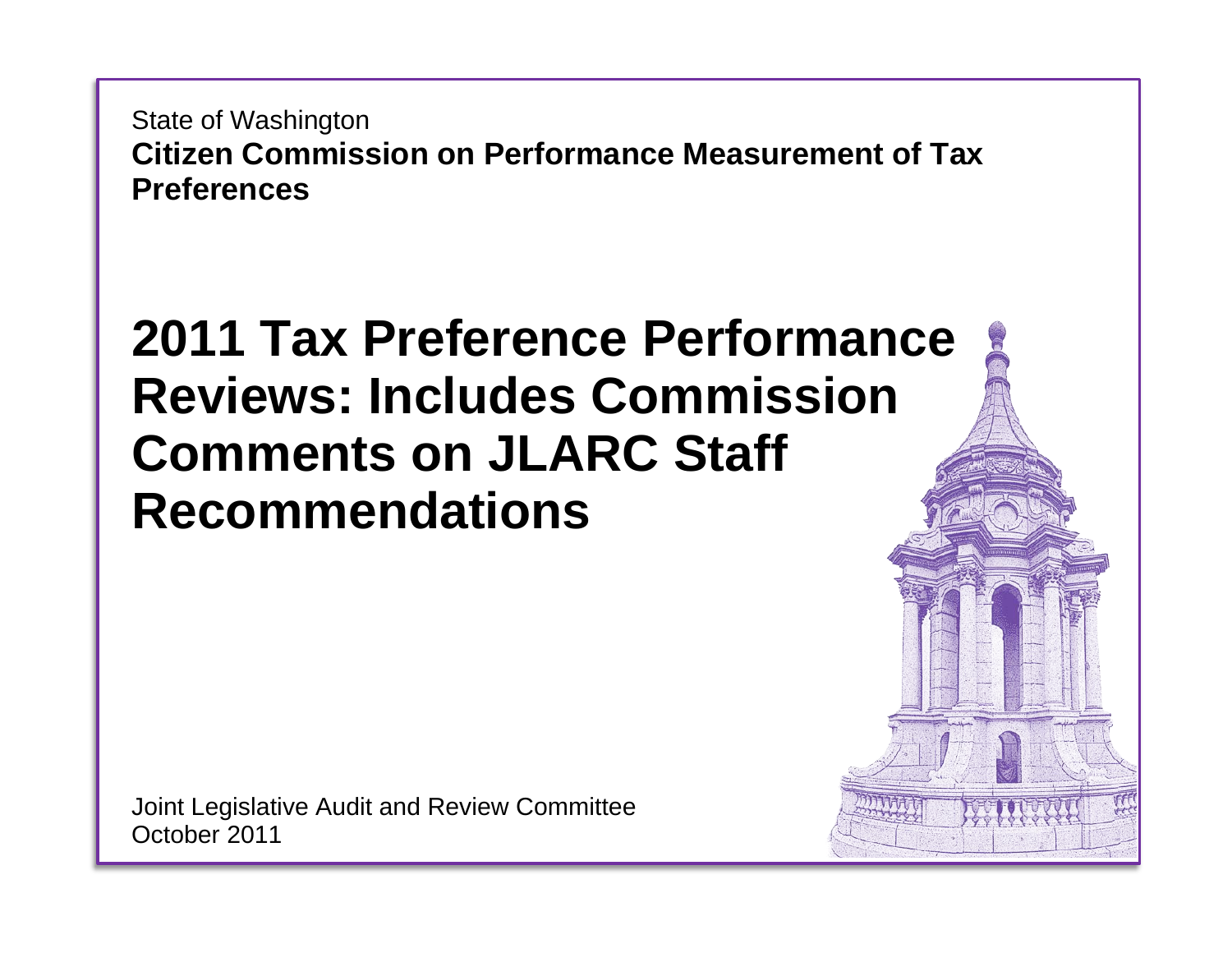State of Washington

**Citizen Commission on Performance Measurement of Tax Preferences**

# 2011 Tax Preference Performance Reviews: Includes Commission Comments on JLARC Staff Recommendations

Joint Legislative Audit and Review Committee
October 2011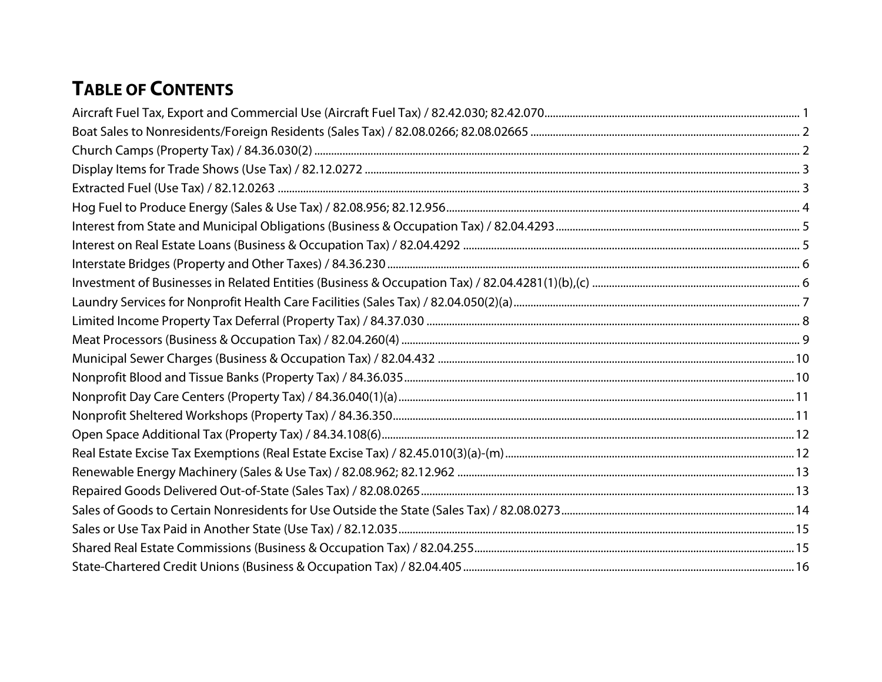# Table of Contents

| Entry | Page |
| --- | --- |
| Aircraft Fuel Tax, Export and Commercial Use (Aircraft Fuel Tax) / 82.42.030; 82.42.070 | 1 |
| Boat Sales to Nonresidents/Foreign Residents (Sales Tax) / 82.08.0266; 82.08.02665 | 2 |
| Church Camps (Property Tax) / 84.36.030(2) | 2 |
| Display Items for Trade Shows (Use Tax) / 82.12.0272 | 3 |
| Extracted Fuel (Use Tax) / 82.12.0263 | 3 |
| Hog Fuel to Produce Energy (Sales & Use Tax) / 82.08.956; 82.12.956 | 4 |
| Interest from State and Municipal Obligations (Business & Occupation Tax) / 82.04.4293 | 5 |
| Interest on Real Estate Loans (Business & Occupation Tax) / 82.04.4292 | 5 |
| Interstate Bridges (Property and Other Taxes) / 84.36.230 | 6 |
| Investment of Businesses in Related Entities (Business & Occupation Tax) / 82.04.4281(1)(b),(c) | 6 |
| Laundry Services for Nonprofit Health Care Facilities (Sales Tax) / 82.04.050(2)(a) | 7 |
| Limited Income Property Tax Deferral (Property Tax) / 84.37.030 | 8 |
| Meat Processors (Business & Occupation Tax) / 82.04.260(4) | 9 |
| Municipal Sewer Charges (Business & Occupation Tax) / 82.04.432 | 10 |
| Nonprofit Blood and Tissue Banks (Property Tax) / 84.36.035 | 10 |
| Nonprofit Day Care Centers (Property Tax) / 84.36.040(1)(a) | 11 |
| Nonprofit Sheltered Workshops (Property Tax) / 84.36.350 | 11 |
| Open Space Additional Tax (Property Tax) / 84.34.108(6) | 12 |
| Real Estate Excise Tax Exemptions (Real Estate Excise Tax) / 82.45.010(3)(a)-(m) | 12 |
| Renewable Energy Machinery (Sales & Use Tax) / 82.08.962; 82.12.962 | 13 |
| Repaired Goods Delivered Out-of-State (Sales Tax) / 82.08.0265 | 13 |
| Sales of Goods to Certain Nonresidents for Use Outside the State (Sales Tax) / 82.08.0273 | 14 |
| Sales or Use Tax Paid in Another State (Use Tax) / 82.12.035 | 15 |
| Shared Real Estate Commissions (Business & Occupation Tax) / 82.04.255 | 15 |
| State-Chartered Credit Unions (Business & Occupation Tax) / 82.04.405 | 16 |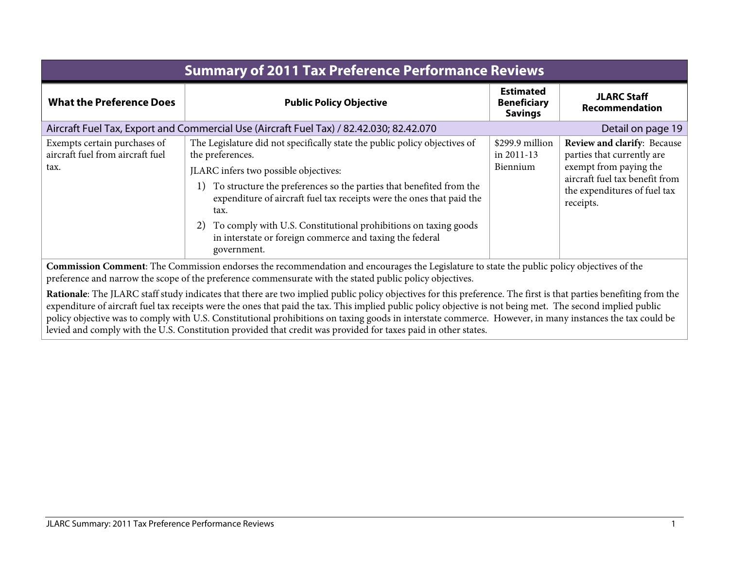# Summary of 2011 Tax Preference Performance Reviews

| What the Preference Does | Public Policy Objective | Estimated Beneficiary Savings | JLARC Staff Recommendation |
|---|---|---|---|
| **Aircraft Fuel Tax, Export and Commercial Use (Aircraft Fuel Tax) / 82.42.030; 82.42.070** — Detail on page 19 | | | |
| Exempts certain purchases of aircraft fuel from aircraft fuel tax. | The Legislature did not specifically state the public policy objectives of the preferences.<br>JLARC infers two possible objectives:<br>1) To structure the preferences so the parties that benefited from the expenditure of aircraft fuel tax receipts were the ones that paid the tax.<br>2) To comply with U.S. Constitutional prohibitions on taxing goods in interstate or foreign commerce and taxing the federal government. | $299.9 million in 2011-13 Biennium | **Review and clarify**: Because parties that currently are exempt from paying the aircraft fuel tax benefit from the expenditures of fuel tax receipts. |

**Commission Comment**: The Commission endorses the recommendation and encourages the Legislature to state the public policy objectives of the preference and narrow the scope of the preference commensurate with the stated public policy objectives.

**Rationale**: The JLARC staff study indicates that there are two implied public policy objectives for this preference. The first is that parties benefiting from the expenditure of aircraft fuel tax receipts were the ones that paid the tax. This implied public policy objective is not being met. The second implied public policy objective was to comply with U.S. Constitutional prohibitions on taxing goods in interstate commerce. However, in many instances the tax could be levied and comply with the U.S. Constitution provided that credit was provided for taxes paid in other states.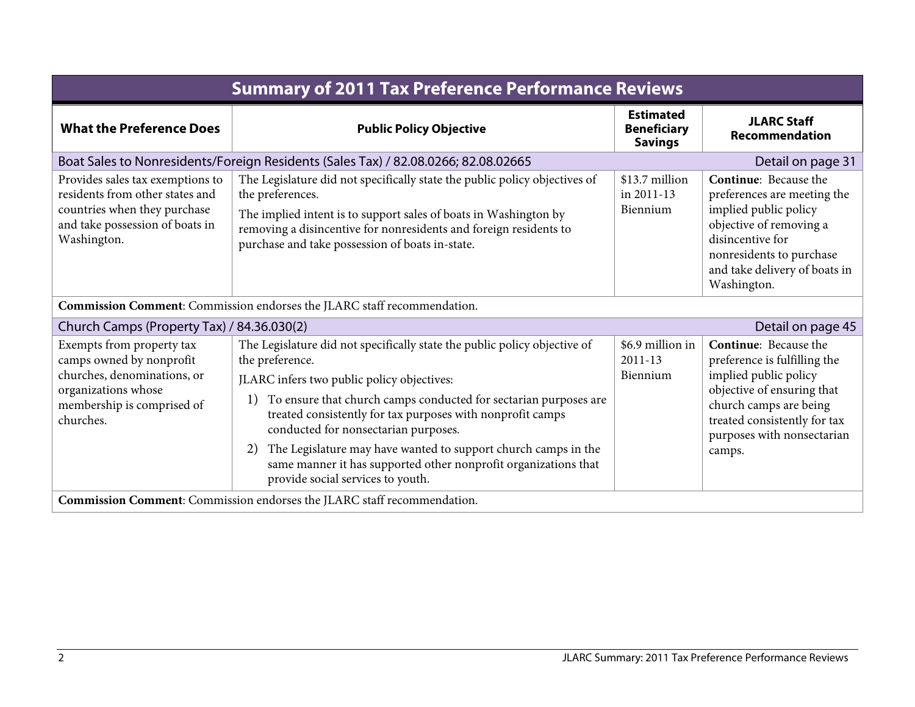## Summary of 2011 Tax Preference Performance Reviews

| What the Preference Does | Public Policy Objective | Estimated Beneficiary Savings | JLARC Staff Recommendation |
|---|---|---|---|
| **Boat Sales to Nonresidents/Foreign Residents (Sales Tax) / 82.08.0266; 82.08.02665** — Detail on page 31 | | | |
| Provides sales tax exemptions to residents from other states and countries when they purchase and take possession of boats in Washington. | The Legislature did not specifically state the public policy objectives of the preferences.<br><br>The implied intent is to support sales of boats in Washington by removing a disincentive for nonresidents and foreign residents to purchase and take possession of boats in-state. | $13.7 million in 2011-13 Biennium | **Continue**: Because the preferences are meeting the implied public policy objective of removing a disincentive for nonresidents to purchase and take delivery of boats in Washington. |
| **Commission Comment**: Commission endorses the JLARC staff recommendation. | | | |
| **Church Camps (Property Tax) / 84.36.030(2)** — Detail on page 45 | | | |
| Exempts from property tax camps owned by nonprofit churches, denominations, or organizations whose membership is comprised of churches. | The Legislature did not specifically state the public policy objective of the preference.<br><br>JLARC infers two public policy objectives:<br>1) To ensure that church camps conducted for sectarian purposes are treated consistently for tax purposes with nonprofit camps conducted for nonsectarian purposes.<br>2) The Legislature may have wanted to support church camps in the same manner it has supported other nonprofit organizations that provide social services to youth. | $6.9 million in 2011-13 Biennium | **Continue**: Because the preference is fulfilling the implied public policy objective of ensuring that church camps are being treated consistently for tax purposes with nonsectarian camps. |
| **Commission Comment**: Commission endorses the JLARC staff recommendation. | | | |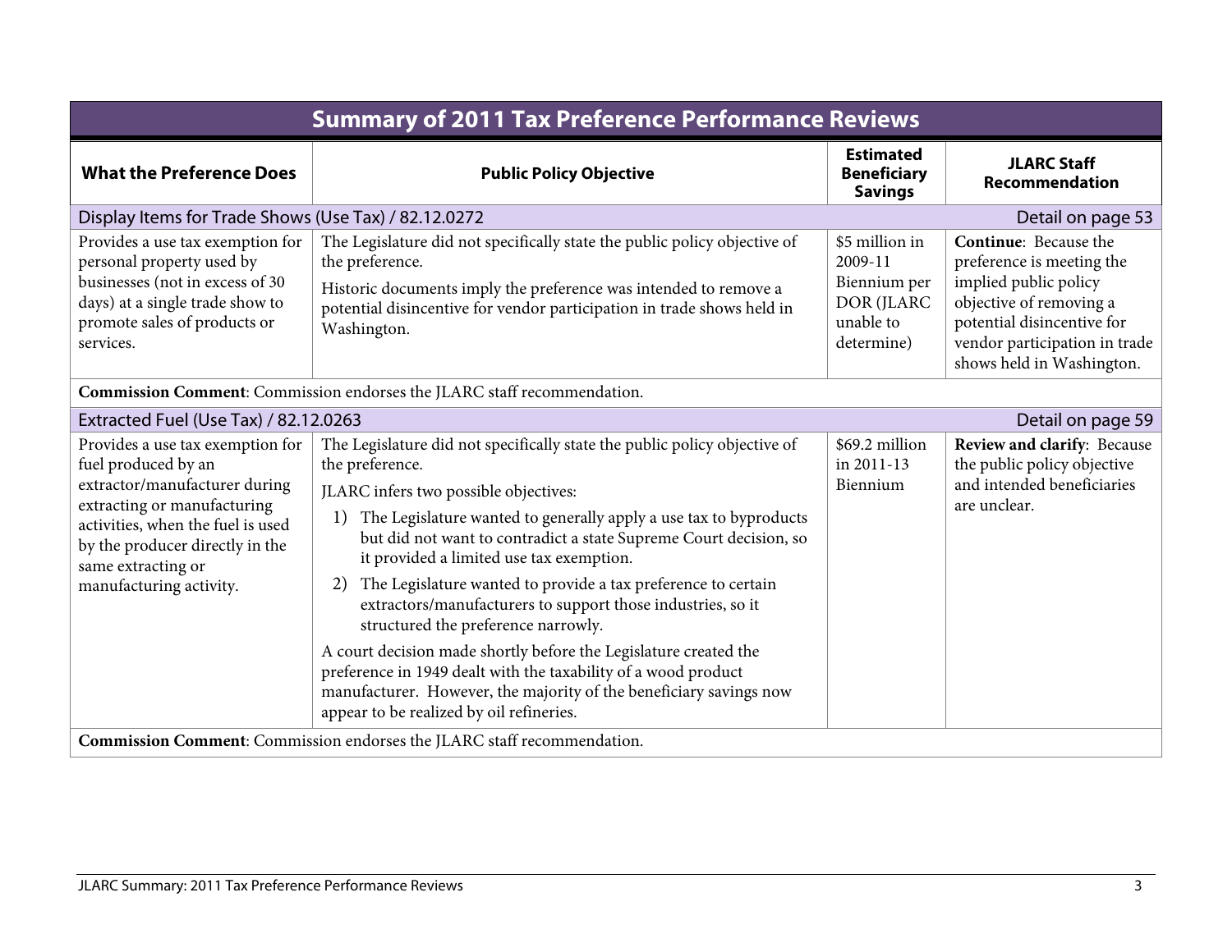## Summary of 2011 Tax Preference Performance Reviews

| What the Preference Does | Public Policy Objective | Estimated Beneficiary Savings | JLARC Staff Recommendation |
|---|---|---|---|
| **Display Items for Trade Shows (Use Tax) / 82.12.0272** | | | Detail on page 53 |
| Provides a use tax exemption for personal property used by businesses (not in excess of 30 days) at a single trade show to promote sales of products or services. | The Legislature did not specifically state the public policy objective of the preference.<br>Historic documents imply the preference was intended to remove a potential disincentive for vendor participation in trade shows held in Washington. | $5 million in 2009-11 Biennium per DOR (JLARC unable to determine) | **Continue**: Because the preference is meeting the implied public policy objective of removing a potential disincentive for vendor participation in trade shows held in Washington. |
| **Commission Comment**: Commission endorses the JLARC staff recommendation. | | | |
| **Extracted Fuel (Use Tax) / 82.12.0263** | | | Detail on page 59 |
| Provides a use tax exemption for fuel produced by an extractor/manufacturer during extracting or manufacturing activities, when the fuel is used by the producer directly in the same extracting or manufacturing activity. | The Legislature did not specifically state the public policy objective of the preference.<br>JLARC infers two possible objectives:<br>1) The Legislature wanted to generally apply a use tax to byproducts but did not want to contradict a state Supreme Court decision, so it provided a limited use tax exemption.<br>2) The Legislature wanted to provide a tax preference to certain extractors/manufacturers to support those industries, so it structured the preference narrowly.<br>A court decision made shortly before the Legislature created the preference in 1949 dealt with the taxability of a wood product manufacturer. However, the majority of the beneficiary savings now appear to be realized by oil refineries. | $69.2 million in 2011-13 Biennium | **Review and clarify**: Because the public policy objective and intended beneficiaries are unclear. |
| **Commission Comment**: Commission endorses the JLARC staff recommendation. | | | |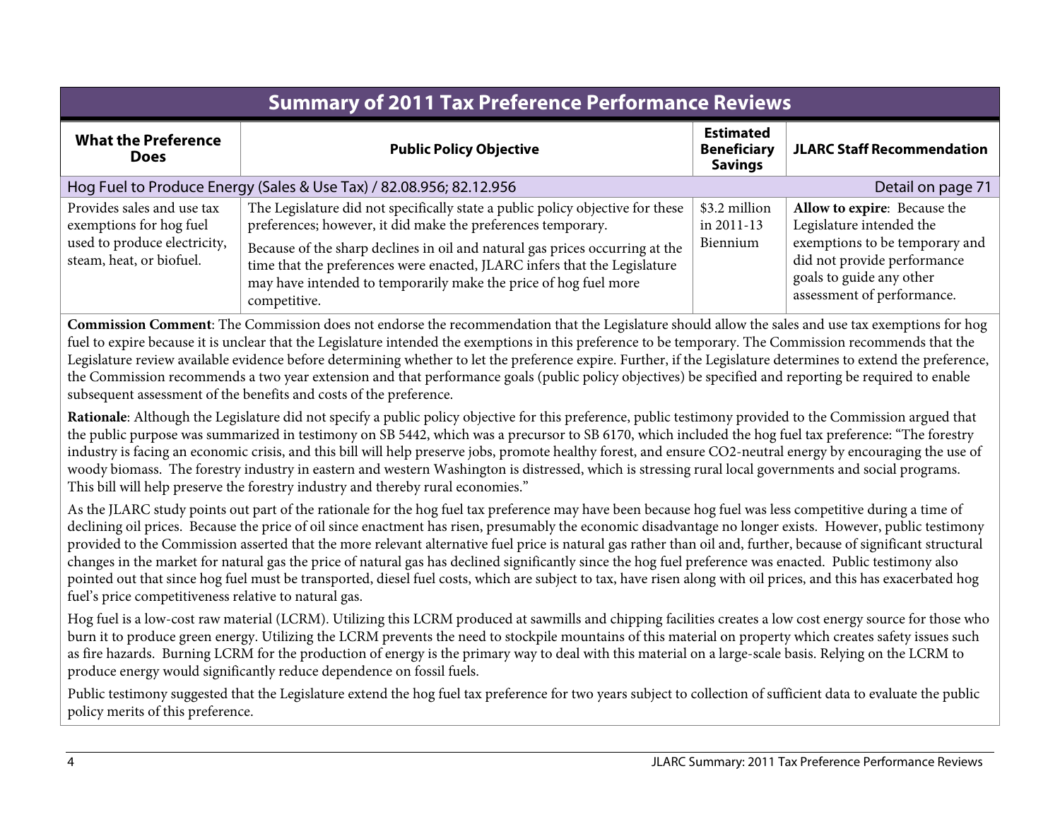# Summary of 2011 Tax Preference Performance Reviews

| What the Preference Does | Public Policy Objective | Estimated Beneficiary Savings | JLARC Staff Recommendation |
|---|---|---|---|
| **Hog Fuel to Produce Energy (Sales & Use Tax) / 82.08.956; 82.12.956** | | | Detail on page 71 |
| Provides sales and use tax exemptions for hog fuel used to produce electricity, steam, heat, or biofuel. | The Legislature did not specifically state a public policy objective for these preferences; however, it did make the preferences temporary. Because of the sharp declines in oil and natural gas prices occurring at the time that the preferences were enacted, JLARC infers that the Legislature may have intended to temporarily make the price of hog fuel more competitive. | $3.2 million in 2011-13 Biennium | **Allow to expire**: Because the Legislature intended the exemptions to be temporary and did not provide performance goals to guide any other assessment of performance. |

**Commission Comment**: The Commission does not endorse the recommendation that the Legislature should allow the sales and use tax exemptions for hog fuel to expire because it is unclear that the Legislature intended the exemptions in this preference to be temporary. The Commission recommends that the Legislature review available evidence before determining whether to let the preference expire. Further, if the Legislature determines to extend the preference, the Commission recommends a two year extension and that performance goals (public policy objectives) be specified and reporting be required to enable subsequent assessment of the benefits and costs of the preference.

**Rationale**: Although the Legislature did not specify a public policy objective for this preference, public testimony provided to the Commission argued that the public purpose was summarized in testimony on SB 5442, which was a precursor to SB 6170, which included the hog fuel tax preference: "The forestry industry is facing an economic crisis, and this bill will help preserve jobs, promote healthy forest, and ensure CO2-neutral energy by encouraging the use of woody biomass. The forestry industry in eastern and western Washington is distressed, which is stressing rural local governments and social programs. This bill will help preserve the forestry industry and thereby rural economies."

As the JLARC study points out part of the rationale for the hog fuel tax preference may have been because hog fuel was less competitive during a time of declining oil prices. Because the price of oil since enactment has risen, presumably the economic disadvantage no longer exists. However, public testimony provided to the Commission asserted that the more relevant alternative fuel price is natural gas rather than oil and, further, because of significant structural changes in the market for natural gas the price of natural gas has declined significantly since the hog fuel preference was enacted. Public testimony also pointed out that since hog fuel must be transported, diesel fuel costs, which are subject to tax, have risen along with oil prices, and this has exacerbated hog fuel's price competitiveness relative to natural gas.

Hog fuel is a low-cost raw material (LCRM). Utilizing this LCRM produced at sawmills and chipping facilities creates a low cost energy source for those who burn it to produce green energy. Utilizing the LCRM prevents the need to stockpile mountains of this material on property which creates safety issues such as fire hazards. Burning LCRM for the production of energy is the primary way to deal with this material on a large-scale basis. Relying on the LCRM to produce energy would significantly reduce dependence on fossil fuels.

Public testimony suggested that the Legislature extend the hog fuel tax preference for two years subject to collection of sufficient data to evaluate the public policy merits of this preference.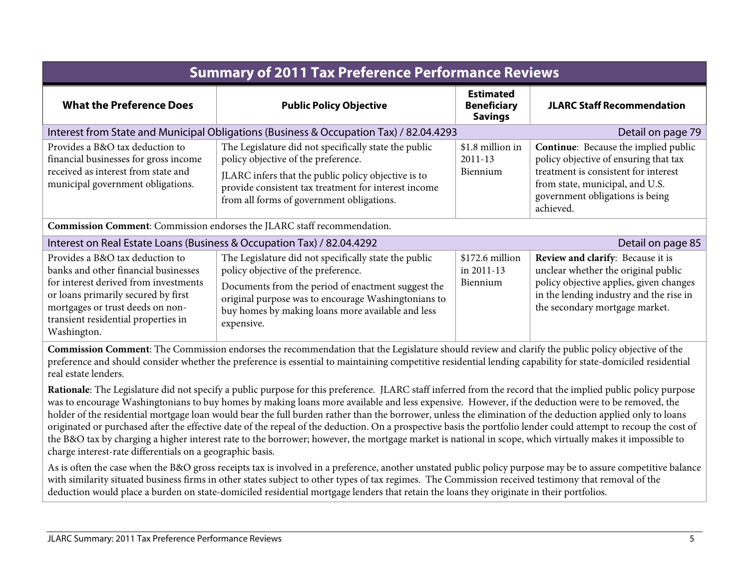## Summary of 2011 Tax Preference Performance Reviews

| What the Preference Does | Public Policy Objective | Estimated Beneficiary Savings | JLARC Staff Recommendation |
|---|---|---|---|
| **Interest from State and Municipal Obligations (Business & Occupation Tax) / 82.04.4293** | | | Detail on page 79 |
| Provides a B&O tax deduction to financial businesses for gross income received as interest from state and municipal government obligations. | The Legislature did not specifically state the public policy objective of the preference.<br><br>JLARC infers that the public policy objective is to provide consistent tax treatment for interest income from all forms of government obligations. | \$1.8 million in 2011-13 Biennium | **Continue**: Because the implied public policy objective of ensuring that tax treatment is consistent for interest from state, municipal, and U.S. government obligations is being achieved. |
| **Commission Comment**: Commission endorses the JLARC staff recommendation. | | | |
| **Interest on Real Estate Loans (Business & Occupation Tax) / 82.04.4292** | | | Detail on page 85 |
| Provides a B&O tax deduction to banks and other financial businesses for interest derived from investments or loans primarily secured by first mortgages or trust deeds on non-transient residential properties in Washington. | The Legislature did not specifically state the public policy objective of the preference.<br><br>Documents from the period of enactment suggest the original purpose was to encourage Washingtonians to buy homes by making loans more available and less expensive. | \$172.6 million in 2011-13 Biennium | **Review and clarify**: Because it is unclear whether the original public policy objective applies, given changes in the lending industry and the rise in the secondary mortgage market. |

**Commission Comment**: The Commission endorses the recommendation that the Legislature should review and clarify the public policy objective of the preference and should consider whether the preference is essential to maintaining competitive residential lending capability for state-domiciled residential real estate lenders.

**Rationale**: The Legislature did not specify a public purpose for this preference. JLARC staff inferred from the record that the implied public policy purpose was to encourage Washingtonians to buy homes by making loans more available and less expensive. However, if the deduction were to be removed, the holder of the residential mortgage loan would bear the full burden rather than the borrower, unless the elimination of the deduction applied only to loans originated or purchased after the effective date of the repeal of the deduction. On a prospective basis the portfolio lender could attempt to recoup the cost of the B&O tax by charging a higher interest rate to the borrower; however, the mortgage market is national in scope, which virtually makes it impossible to charge interest-rate differentials on a geographic basis.

As is often the case when the B&O gross receipts tax is involved in a preference, another unstated public policy purpose may be to assure competitive balance with similarity situated business firms in other states subject to other types of tax regimes. The Commission received testimony that removal of the deduction would place a burden on state-domiciled residential mortgage lenders that retain the loans they originate in their portfolios.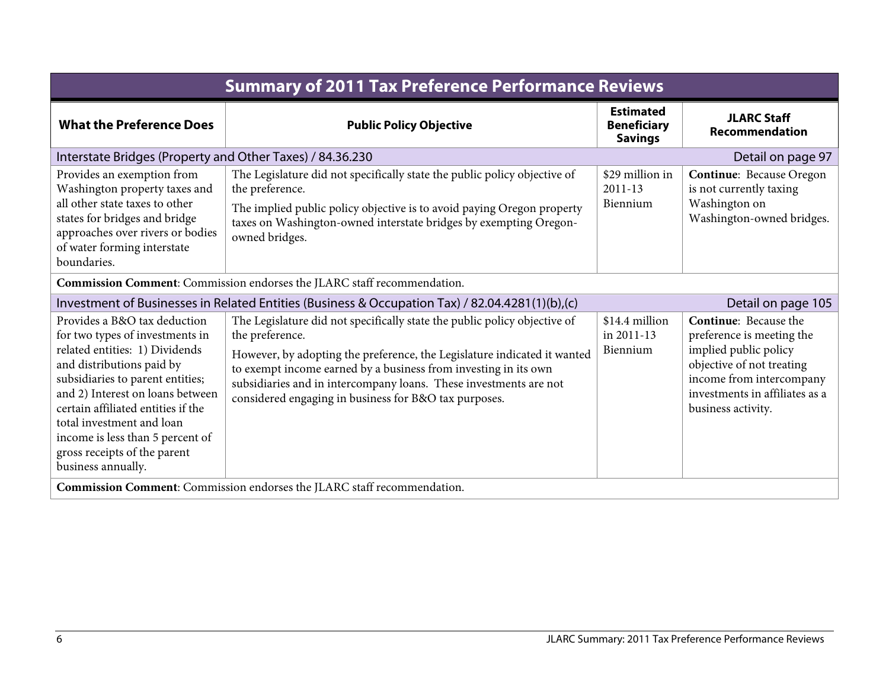# Summary of 2011 Tax Preference Performance Reviews

| What the Preference Does | Public Policy Objective | Estimated Beneficiary Savings | JLARC Staff Recommendation |
|---|---|---|---|
| **Interstate Bridges (Property and Other Taxes) / 84.36.230** | | | Detail on page 97 |
| Provides an exemption from Washington property taxes and all other state taxes to other states for bridges and bridge approaches over rivers or bodies of water forming interstate boundaries. | The Legislature did not specifically state the public policy objective of the preference. The implied public policy objective is to avoid paying Oregon property taxes on Washington-owned interstate bridges by exempting Oregon-owned bridges. | $29 million in 2011-13 Biennium | **Continue**: Because Oregon is not currently taxing Washington on Washington-owned bridges. |
| **Commission Comment**: Commission endorses the JLARC staff recommendation. | | | |
| **Investment of Businesses in Related Entities (Business & Occupation Tax) / 82.04.4281(1)(b),(c)** | | | Detail on page 105 |
| Provides a B&O tax deduction for two types of investments in related entities: 1) Dividends and distributions paid by subsidiaries to parent entities; and 2) Interest on loans between certain affiliated entities if the total investment and loan income is less than 5 percent of gross receipts of the parent business annually. | The Legislature did not specifically state the public policy objective of the preference. However, by adopting the preference, the Legislature indicated it wanted to exempt income earned by a business from investing in its own subsidiaries and in intercompany loans. These investments are not considered engaging in business for B&O tax purposes. | $14.4 million in 2011-13 Biennium | **Continue**: Because the preference is meeting the implied public policy objective of not treating income from intercompany investments in affiliates as a business activity. |
| **Commission Comment**: Commission endorses the JLARC staff recommendation. | | | |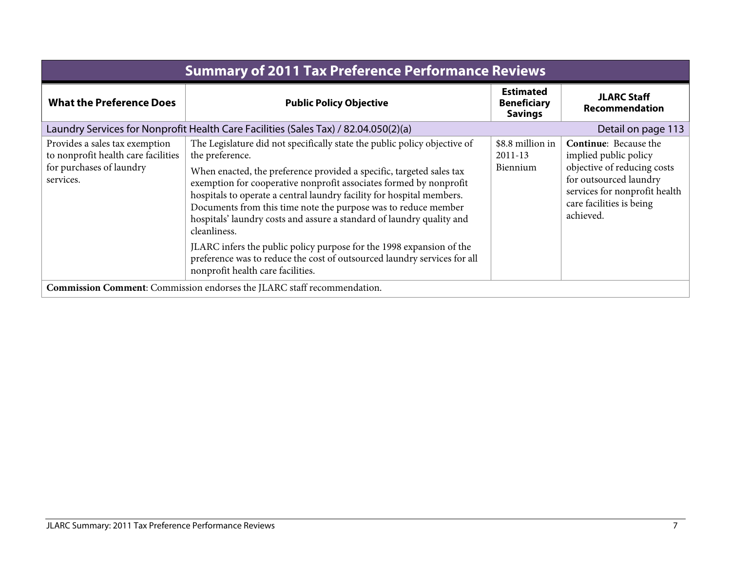## Summary of 2011 Tax Preference Performance Reviews

| What the Preference Does | Public Policy Objective | Estimated Beneficiary Savings | JLARC Staff Recommendation |
|---|---|---|---|
| Laundry Services for Nonprofit Health Care Facilities (Sales Tax) / 82.04.050(2)(a) | | | Detail on page 113 |
| Provides a sales tax exemption to nonprofit health care facilities for purchases of laundry services. | The Legislature did not specifically state the public policy objective of the preference.<br><br>When enacted, the preference provided a specific, targeted sales tax exemption for cooperative nonprofit associates formed by nonprofit hospitals to operate a central laundry facility for hospital members. Documents from this time note the purpose was to reduce member hospitals' laundry costs and assure a standard of laundry quality and cleanliness.<br><br>JLARC infers the public policy purpose for the 1998 expansion of the preference was to reduce the cost of outsourced laundry services for all nonprofit health care facilities. | \$8.8 million in 2011-13 Biennium | **Continue**: Because the implied public policy objective of reducing costs for outsourced laundry services for nonprofit health care facilities is being achieved. |
| **Commission Comment**: Commission endorses the JLARC staff recommendation. | | | |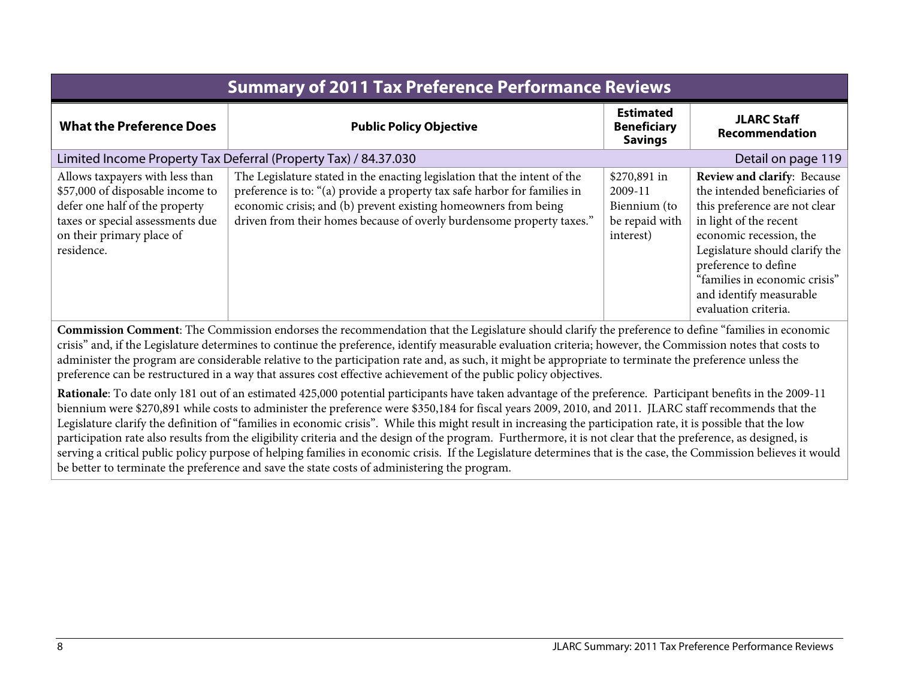## Summary of 2011 Tax Preference Performance Reviews

| What the Preference Does | Public Policy Objective | Estimated Beneficiary Savings | JLARC Staff Recommendation |
|---|---|---|---|
| Limited Income Property Tax Deferral (Property Tax) / 84.37.030 | | | Detail on page 119 |
| Allows taxpayers with less than $57,000 of disposable income to defer one half of the property taxes or special assessments due on their primary place of residence. | The Legislature stated in the enacting legislation that the intent of the preference is to: "(a) provide a property tax safe harbor for families in economic crisis; and (b) prevent existing homeowners from being driven from their homes because of overly burdensome property taxes." | $270,891 in 2009-11 Biennium (to be repaid with interest) | **Review and clarify**: Because the intended beneficiaries of this preference are not clear in light of the recent economic recession, the Legislature should clarify the preference to define "families in economic crisis" and identify measurable evaluation criteria. |

**Commission Comment**: The Commission endorses the recommendation that the Legislature should clarify the preference to define "families in economic crisis" and, if the Legislature determines to continue the preference, identify measurable evaluation criteria; however, the Commission notes that costs to administer the program are considerable relative to the participation rate and, as such, it might be appropriate to terminate the preference unless the preference can be restructured in a way that assures cost effective achievement of the public policy objectives.

**Rationale**: To date only 181 out of an estimated 425,000 potential participants have taken advantage of the preference. Participant benefits in the 2009-11 biennium were $270,891 while costs to administer the preference were $350,184 for fiscal years 2009, 2010, and 2011. JLARC staff recommends that the Legislature clarify the definition of "families in economic crisis". While this might result in increasing the participation rate, it is possible that the low participation rate also results from the eligibility criteria and the design of the program. Furthermore, it is not clear that the preference, as designed, is serving a critical public policy purpose of helping families in economic crisis. If the Legislature determines that is the case, the Commission believes it would be better to terminate the preference and save the state costs of administering the program.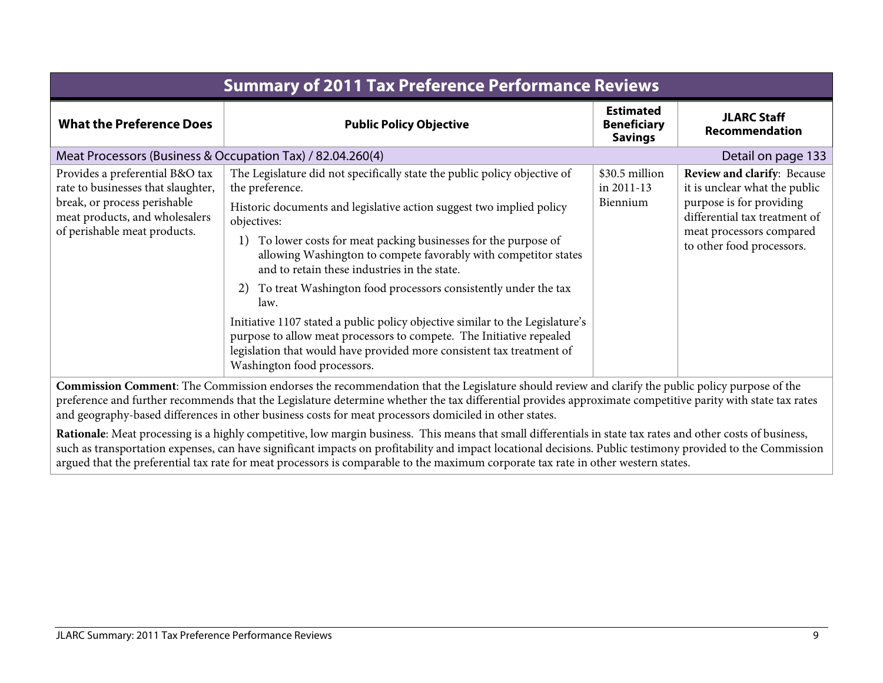# Summary of 2011 Tax Preference Performance Reviews

| What the Preference Does | Public Policy Objective | Estimated Beneficiary Savings | JLARC Staff Recommendation |
|---|---|---|---|
| **Meat Processors (Business & Occupation Tax) / 82.04.260(4)** | | | Detail on page 133 |
| Provides a preferential B&O tax rate to businesses that slaughter, break, or process perishable meat products, and wholesalers of perishable meat products. | The Legislature did not specifically state the public policy objective of the preference.<br><br>Historic documents and legislative action suggest two implied policy objectives:<br><br>1) To lower costs for meat packing businesses for the purpose of allowing Washington to compete favorably with competitor states and to retain these industries in the state.<br><br>2) To treat Washington food processors consistently under the tax law.<br><br>Initiative 1107 stated a public policy objective similar to the Legislature's purpose to allow meat processors to compete. The Initiative repealed legislation that would have provided more consistent tax treatment of Washington food processors. | $30.5 million in 2011-13 Biennium | **Review and clarify**: Because it is unclear what the public purpose is for providing differential tax treatment of meat processors compared to other food processors. |

**Commission Comment**: The Commission endorses the recommendation that the Legislature should review and clarify the public policy purpose of the preference and further recommends that the Legislature determine whether the tax differential provides approximate competitive parity with state tax rates and geography-based differences in other business costs for meat processors domiciled in other states.

**Rationale**: Meat processing is a highly competitive, low margin business. This means that small differentials in state tax rates and other costs of business, such as transportation expenses, can have significant impacts on profitability and impact locational decisions. Public testimony provided to the Commission argued that the preferential tax rate for meat processors is comparable to the maximum corporate tax rate in other western states.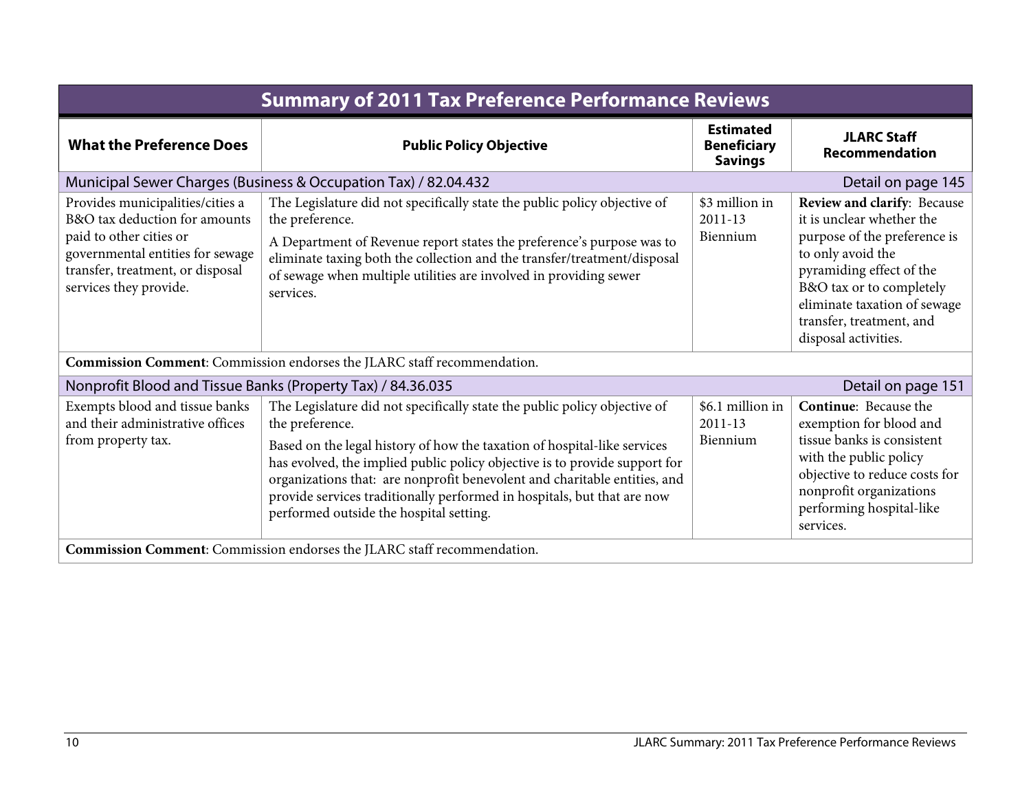## Summary of 2011 Tax Preference Performance Reviews

| What the Preference Does | Public Policy Objective | Estimated Beneficiary Savings | JLARC Staff Recommendation |
|---|---|---|---|
| **Municipal Sewer Charges (Business & Occupation Tax) / 82.04.432** | | | Detail on page 145 |
| Provides municipalities/cities a B&O tax deduction for amounts paid to other cities or governmental entities for sewage transfer, treatment, or disposal services they provide. | The Legislature did not specifically state the public policy objective of the preference. A Department of Revenue report states the preference's purpose was to eliminate taxing both the collection and the transfer/treatment/disposal of sewage when multiple utilities are involved in providing sewer services. | $3 million in 2011-13 Biennium | **Review and clarify**: Because it is unclear whether the purpose of the preference is to only avoid the pyramiding effect of the B&O tax or to completely eliminate taxation of sewage transfer, treatment, and disposal activities. |
| **Commission Comment**: Commission endorses the JLARC staff recommendation. | | | |
| **Nonprofit Blood and Tissue Banks (Property Tax) / 84.36.035** | | | Detail on page 151 |
| Exempts blood and tissue banks and their administrative offices from property tax. | The Legislature did not specifically state the public policy objective of the preference. Based on the legal history of how the taxation of hospital-like services has evolved, the implied public policy objective is to provide support for organizations that: are nonprofit benevolent and charitable entities, and provide services traditionally performed in hospitals, but that are now performed outside the hospital setting. | $6.1 million in 2011-13 Biennium | **Continue**: Because the exemption for blood and tissue banks is consistent with the public policy objective to reduce costs for nonprofit organizations performing hospital-like services. |
| **Commission Comment**: Commission endorses the JLARC staff recommendation. | | | |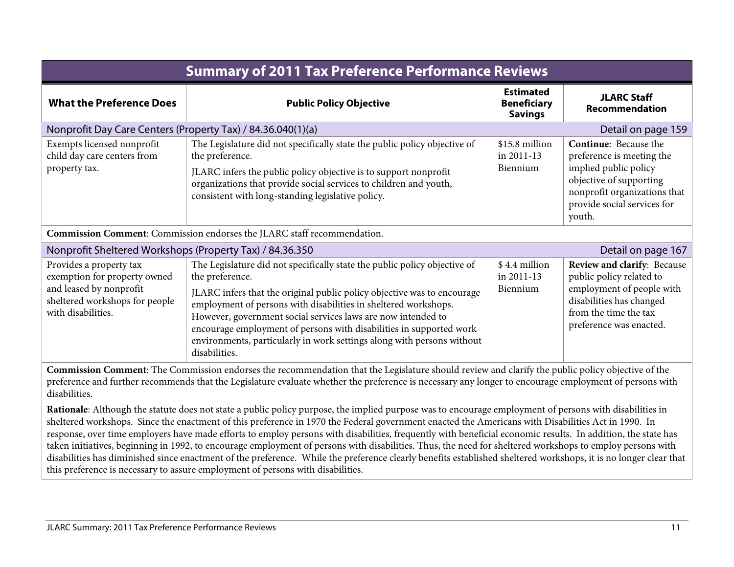## Summary of 2011 Tax Preference Performance Reviews

| What the Preference Does | Public Policy Objective | Estimated Beneficiary Savings | JLARC Staff Recommendation |
|---|---|---|---|
| **Nonprofit Day Care Centers (Property Tax) / 84.36.040(1)(a)** — Detail on page 159 | | | |
| Exempts licensed nonprofit child day care centers from property tax. | The Legislature did not specifically state the public policy objective of the preference.<br><br>JLARC infers the public policy objective is to support nonprofit organizations that provide social services to children and youth, consistent with long-standing legislative policy. | $15.8 million in 2011-13 Biennium | **Continue**: Because the preference is meeting the implied public policy objective of supporting nonprofit organizations that provide social services for youth. |
| **Commission Comment**: Commission endorses the JLARC staff recommendation. | | | |
| **Nonprofit Sheltered Workshops (Property Tax) / 84.36.350** — Detail on page 167 | | | |
| Provides a property tax exemption for property owned and leased by nonprofit sheltered workshops for people with disabilities. | The Legislature did not specifically state the public policy objective of the preference.<br><br>JLARC infers that the original public policy objective was to encourage employment of persons with disabilities in sheltered workshops. However, government social services laws are now intended to encourage employment of persons with disabilities in supported work environments, particularly in work settings along with persons without disabilities. | $ 4.4 million in 2011-13 Biennium | **Review and clarify**: Because public policy related to employment of people with disabilities has changed from the time the tax preference was enacted. |

**Commission Comment**: The Commission endorses the recommendation that the Legislature should review and clarify the public policy objective of the preference and further recommends that the Legislature evaluate whether the preference is necessary any longer to encourage employment of persons with disabilities.

**Rationale**: Although the statute does not state a public policy purpose, the implied purpose was to encourage employment of persons with disabilities in sheltered workshops. Since the enactment of this preference in 1970 the Federal government enacted the Americans with Disabilities Act in 1990. In response, over time employers have made efforts to employ persons with disabilities, frequently with beneficial economic results. In addition, the state has taken initiatives, beginning in 1992, to encourage employment of persons with disabilities. Thus, the need for sheltered workshops to employ persons with disabilities has diminished since enactment of the preference. While the preference clearly benefits established sheltered workshops, it is no longer clear that this preference is necessary to assure employment of persons with disabilities.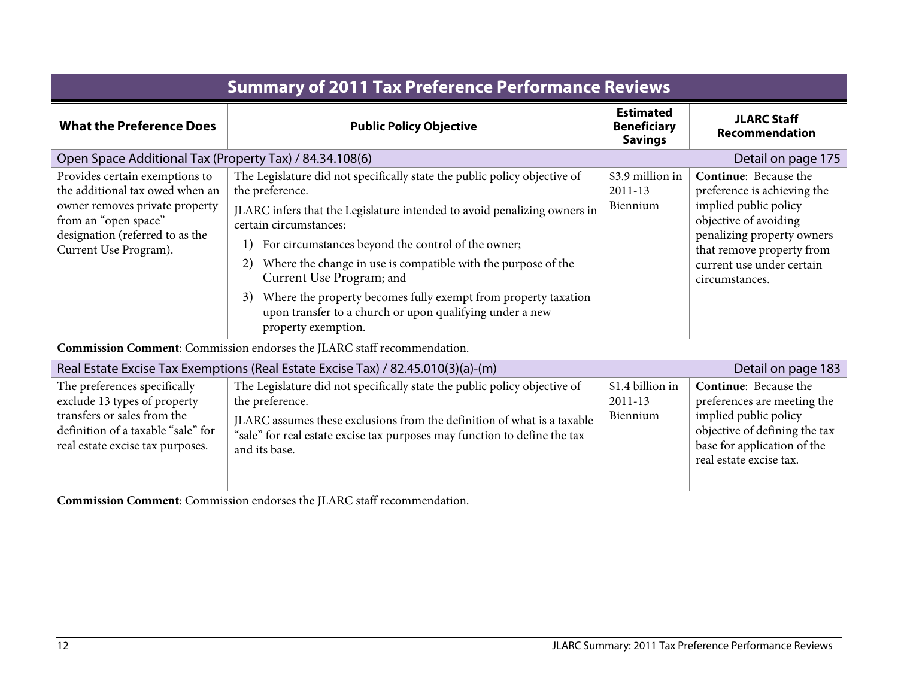| Summary of 2011 Tax Preference Performance Reviews | | | |
|---|---|---|---|
| **What the Preference Does** | **Public Policy Objective** | **Estimated Beneficiary Savings** | **JLARC Staff Recommendation** |
| Open Space Additional Tax (Property Tax) / 84.34.108(6) | | | Detail on page 175 |
| Provides certain exemptions to the additional tax owed when an owner removes private property from an "open space" designation (referred to as the Current Use Program). | The Legislature did not specifically state the public policy objective of the preference. JLARC infers that the Legislature intended to avoid penalizing owners in certain circumstances: 1) For circumstances beyond the control of the owner; 2) Where the change in use is compatible with the purpose of the Current Use Program; and 3) Where the property becomes fully exempt from property taxation upon transfer to a church or upon qualifying under a new property exemption. | $3.9 million in 2011-13 Biennium | **Continue**: Because the preference is achieving the implied public policy objective of avoiding penalizing property owners that remove property from current use under certain circumstances. |
| **Commission Comment**: Commission endorses the JLARC staff recommendation. | | | |
| Real Estate Excise Tax Exemptions (Real Estate Excise Tax) / 82.45.010(3)(a)-(m) | | | Detail on page 183 |
| The preferences specifically exclude 13 types of property transfers or sales from the definition of a taxable "sale" for real estate excise tax purposes. | The Legislature did not specifically state the public policy objective of the preference. JLARC assumes these exclusions from the definition of what is a taxable "sale" for real estate excise tax purposes may function to define the tax and its base. | $1.4 billion in 2011-13 Biennium | **Continue**: Because the preferences are meeting the implied public policy objective of defining the tax base for application of the real estate excise tax. |
| **Commission Comment**: Commission endorses the JLARC staff recommendation. | | | |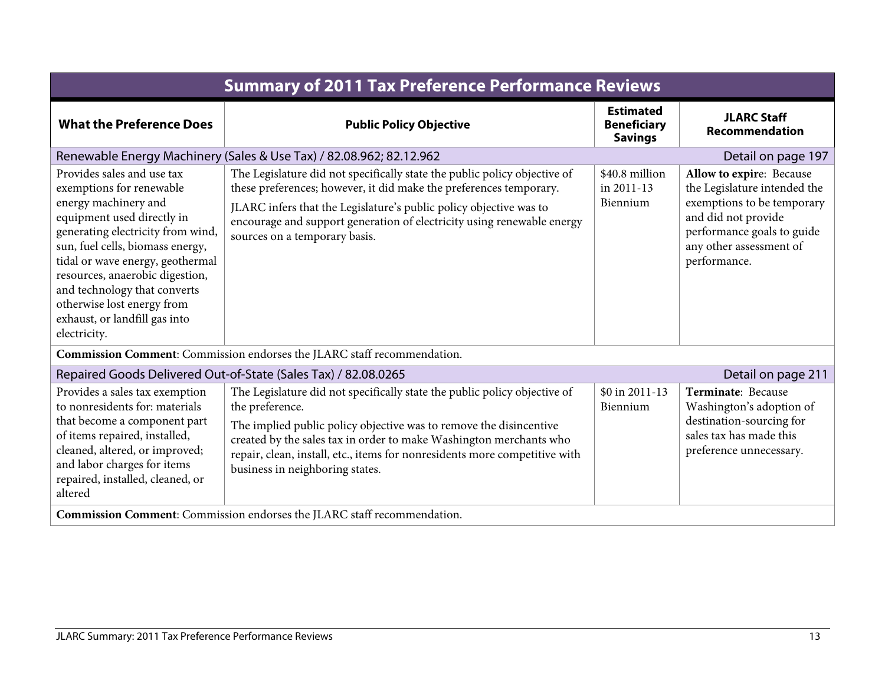## Summary of 2011 Tax Preference Performance Reviews

| What the Preference Does | Public Policy Objective | Estimated Beneficiary Savings | JLARC Staff Recommendation |
| --- | --- | --- | --- |
| **Renewable Energy Machinery (Sales & Use Tax) / 82.08.962; 82.12.962** | | | Detail on page 197 |
| Provides sales and use tax exemptions for renewable energy machinery and equipment used directly in generating electricity from wind, sun, fuel cells, biomass energy, tidal or wave energy, geothermal resources, anaerobic digestion, and technology that converts otherwise lost energy from exhaust, or landfill gas into electricity. | The Legislature did not specifically state the public policy objective of these preferences; however, it did make the preferences temporary. JLARC infers that the Legislature's public policy objective was to encourage and support generation of electricity using renewable energy sources on a temporary basis. | $40.8 million in 2011-13 Biennium | **Allow to expire**: Because the Legislature intended the exemptions to be temporary and did not provide performance goals to guide any other assessment of performance. |
| **Commission Comment**: Commission endorses the JLARC staff recommendation. | | | |
| **Repaired Goods Delivered Out-of-State (Sales Tax) / 82.08.0265** | | | Detail on page 211 |
| Provides a sales tax exemption to nonresidents for: materials that become a component part of items repaired, installed, cleaned, altered, or improved; and labor charges for items repaired, installed, cleaned, or altered | The Legislature did not specifically state the public policy objective of the preference. The implied public policy objective was to remove the disincentive created by the sales tax in order to make Washington merchants who repair, clean, install, etc., items for nonresidents more competitive with business in neighboring states. | $0 in 2011-13 Biennium | **Terminate**: Because Washington's adoption of destination-sourcing for sales tax has made this preference unnecessary. |
| **Commission Comment**: Commission endorses the JLARC staff recommendation. | | | |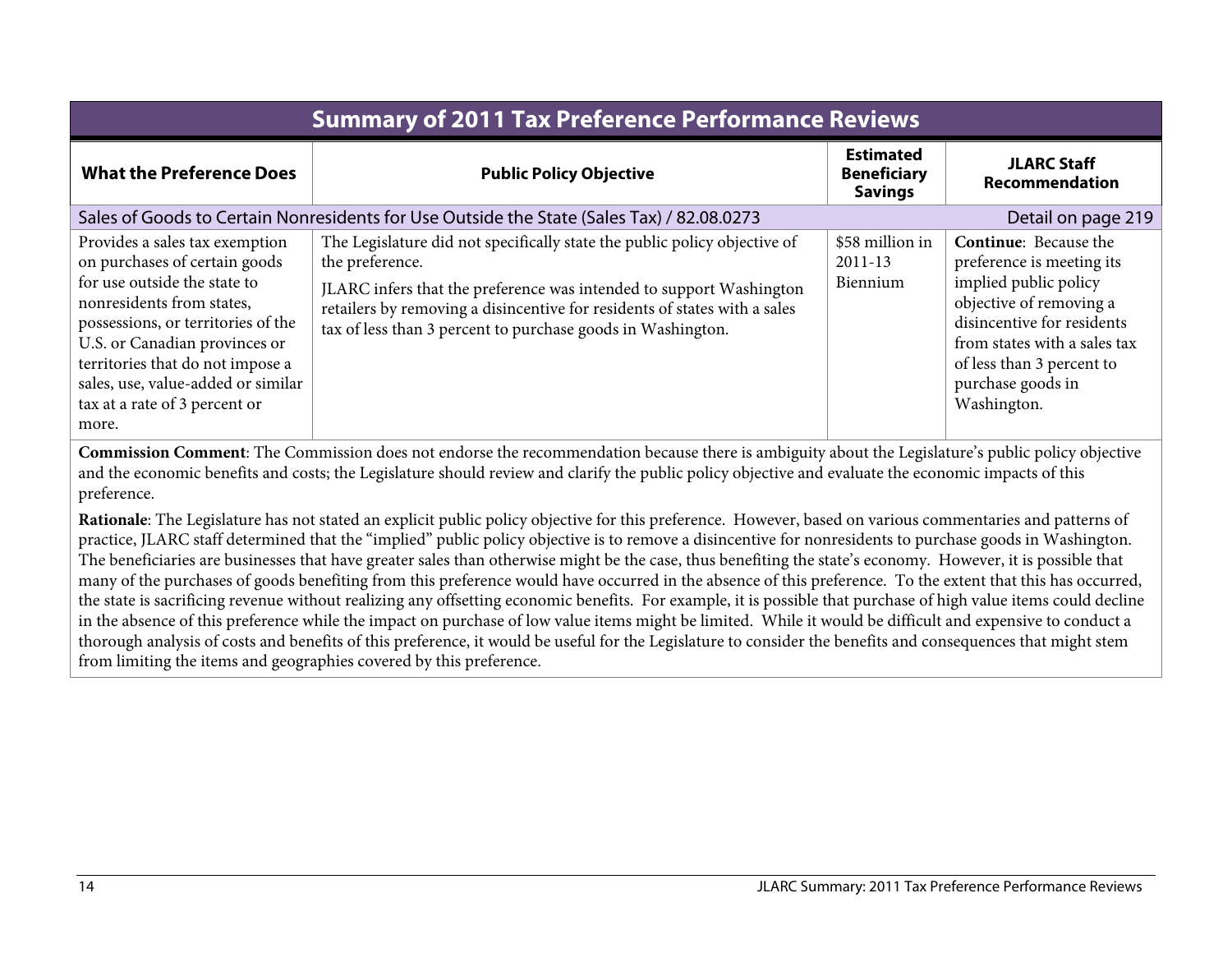## Summary of 2011 Tax Preference Performance Reviews

| What the Preference Does | Public Policy Objective | Estimated Beneficiary Savings | JLARC Staff Recommendation |
|---|---|---|---|
| **Sales of Goods to Certain Nonresidents for Use Outside the State (Sales Tax) / 82.08.0273** | | | Detail on page 219 |
| Provides a sales tax exemption on purchases of certain goods for use outside the state to nonresidents from states, possessions, or territories of the U.S. or Canadian provinces or territories that do not impose a sales, use, value-added or similar tax at a rate of 3 percent or more. | The Legislature did not specifically state the public policy objective of the preference.<br><br>JLARC infers that the preference was intended to support Washington retailers by removing a disincentive for residents of states with a sales tax of less than 3 percent to purchase goods in Washington. | $58 million in 2011-13 Biennium | **Continue**: Because the preference is meeting its implied public policy objective of removing a disincentive for residents from states with a sales tax of less than 3 percent to purchase goods in Washington. |

**Commission Comment**: The Commission does not endorse the recommendation because there is ambiguity about the Legislature's public policy objective and the economic benefits and costs; the Legislature should review and clarify the public policy objective and evaluate the economic impacts of this preference.

**Rationale**: The Legislature has not stated an explicit public policy objective for this preference. However, based on various commentaries and patterns of practice, JLARC staff determined that the "implied" public policy objective is to remove a disincentive for nonresidents to purchase goods in Washington. The beneficiaries are businesses that have greater sales than otherwise might be the case, thus benefiting the state's economy. However, it is possible that many of the purchases of goods benefiting from this preference would have occurred in the absence of this preference. To the extent that this has occurred, the state is sacrificing revenue without realizing any offsetting economic benefits. For example, it is possible that purchase of high value items could decline in the absence of this preference while the impact on purchase of low value items might be limited. While it would be difficult and expensive to conduct a thorough analysis of costs and benefits of this preference, it would be useful for the Legislature to consider the benefits and consequences that might stem from limiting the items and geographies covered by this preference.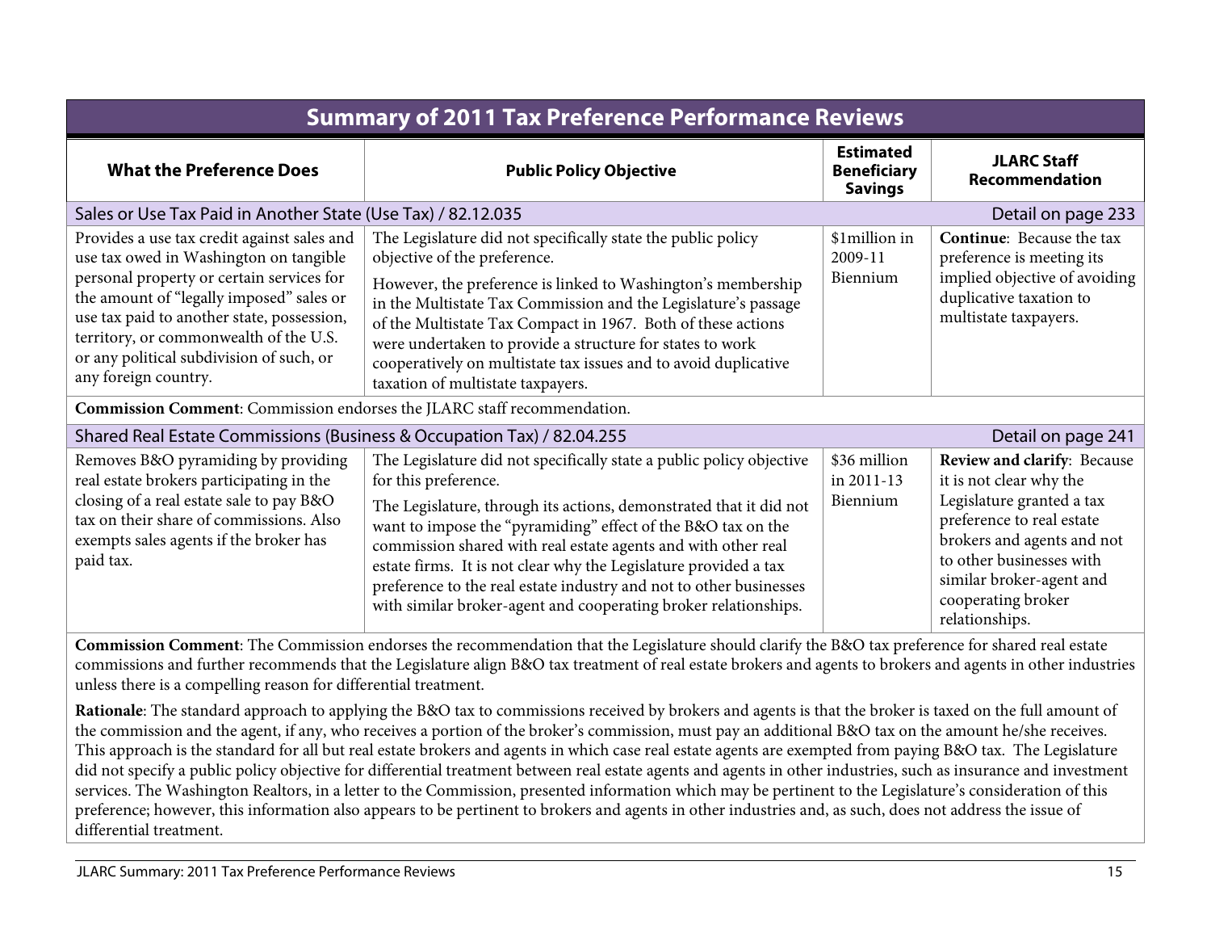# Summary of 2011 Tax Preference Performance Reviews

| What the Preference Does | Public Policy Objective | Estimated Beneficiary Savings | JLARC Staff Recommendation |
|---|---|---|---|
| **Sales or Use Tax Paid in Another State (Use Tax) / 82.12.035** — Detail on page 233 | | | |
| Provides a use tax credit against sales and use tax owed in Washington on tangible personal property or certain services for the amount of "legally imposed" sales or use tax paid to another state, possession, territory, or commonwealth of the U.S. or any political subdivision of such, or any foreign country. | The Legislature did not specifically state the public policy objective of the preference. However, the preference is linked to Washington's membership in the Multistate Tax Commission and the Legislature's passage of the Multistate Tax Compact in 1967. Both of these actions were undertaken to provide a structure for states to work cooperatively on multistate tax issues and to avoid duplicative taxation of multistate taxpayers. | $1million in 2009-11 Biennium | **Continue**: Because the tax preference is meeting its implied objective of avoiding duplicative taxation to multistate taxpayers. |
| **Commission Comment**: Commission endorses the JLARC staff recommendation. | | | |
| **Shared Real Estate Commissions (Business & Occupation Tax) / 82.04.255** — Detail on page 241 | | | |
| Removes B&O pyramiding by providing real estate brokers participating in the closing of a real estate sale to pay B&O tax on their share of commissions. Also exempts sales agents if the broker has paid tax. | The Legislature did not specifically state a public policy objective for this preference. The Legislature, through its actions, demonstrated that it did not want to impose the "pyramiding" effect of the B&O tax on the commission shared with real estate agents and with other real estate firms. It is not clear why the Legislature provided a tax preference to the real estate industry and not to other businesses with similar broker-agent and cooperating broker relationships. | $36 million in 2011-13 Biennium | **Review and clarify**: Because it is not clear why the Legislature granted a tax preference to real estate brokers and agents and not to other businesses with similar broker-agent and cooperating broker relationships. |
| **Commission Comment**: The Commission endorses the recommendation that the Legislature should clarify the B&O tax preference for shared real estate commissions and further recommends that the Legislature align B&O tax treatment of real estate brokers and agents to brokers and agents in other industries unless there is a compelling reason for differential treatment. **Rationale**: The standard approach to applying the B&O tax to commissions received by brokers and agents is that the broker is taxed on the full amount of the commission and the agent, if any, who receives a portion of the broker's commission, must pay an additional B&O tax on the amount he/she receives. This approach is the standard for all but real estate brokers and agents in which case real estate agents are exempted from paying B&O tax. The Legislature did not specify a public policy objective for differential treatment between real estate agents and agents in other industries, such as insurance and investment services. The Washington Realtors, in a letter to the Commission, presented information which may be pertinent to the Legislature's consideration of this preference; however, this information also appears to be pertinent to brokers and agents in other industries and, as such, does not address the issue of differential treatment. | | | |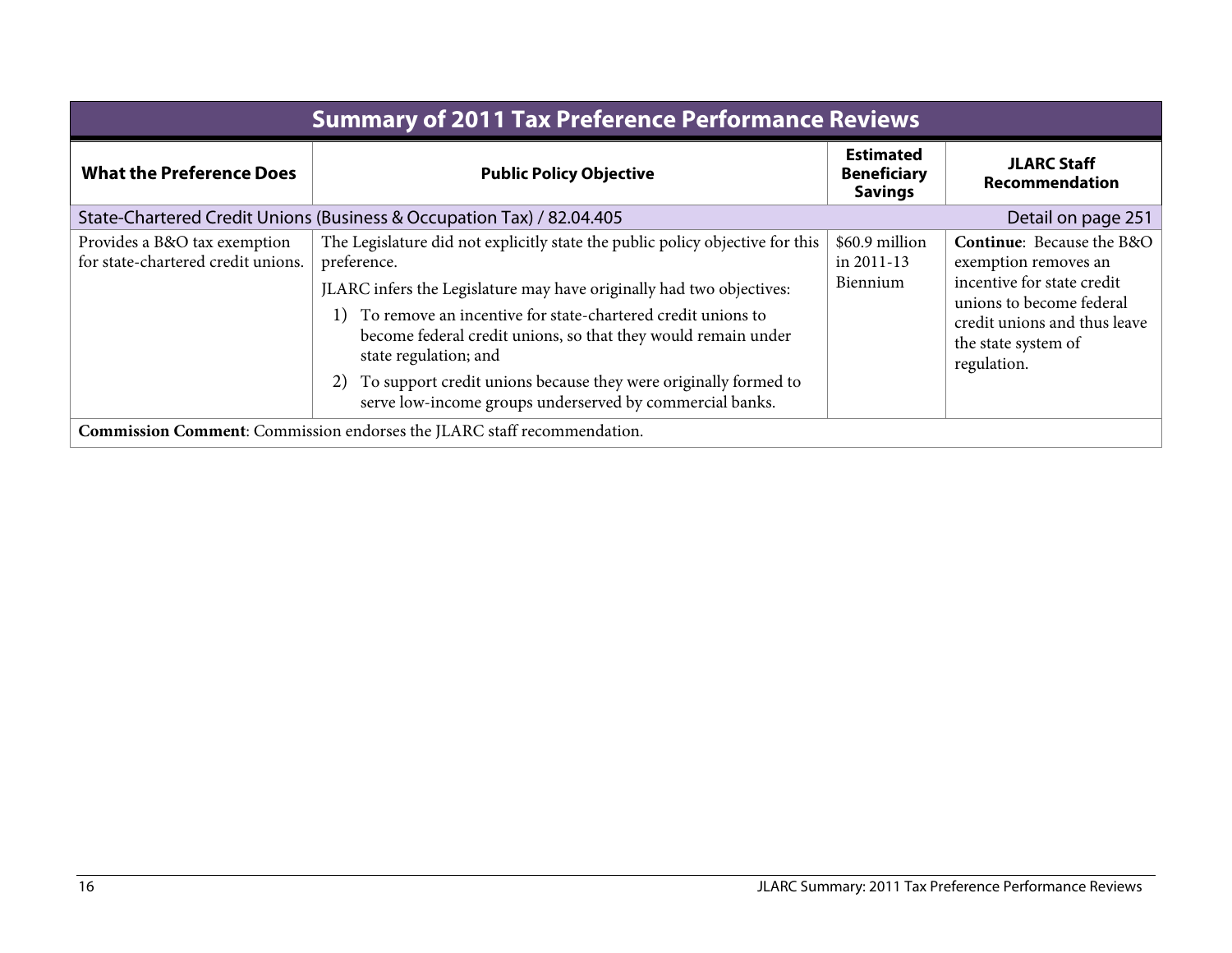# Summary of 2011 Tax Preference Performance Reviews

| What the Preference Does | Public Policy Objective | Estimated Beneficiary Savings | JLARC Staff Recommendation |
|---|---|---|---|
| State-Chartered Credit Unions (Business & Occupation Tax) / 82.04.405 | | | Detail on page 251 |
| Provides a B&O tax exemption for state-chartered credit unions. | The Legislature did not explicitly state the public policy objective for this preference.<br><br>JLARC infers the Legislature may have originally had two objectives:<br>1) To remove an incentive for state-chartered credit unions to become federal credit unions, so that they would remain under state regulation; and<br>2) To support credit unions because they were originally formed to serve low-income groups underserved by commercial banks. | $60.9 million in 2011-13 Biennium | **Continue**: Because the B&O exemption removes an incentive for state credit unions to become federal credit unions and thus leave the state system of regulation. |
| **Commission Comment**: Commission endorses the JLARC staff recommendation. | | | |